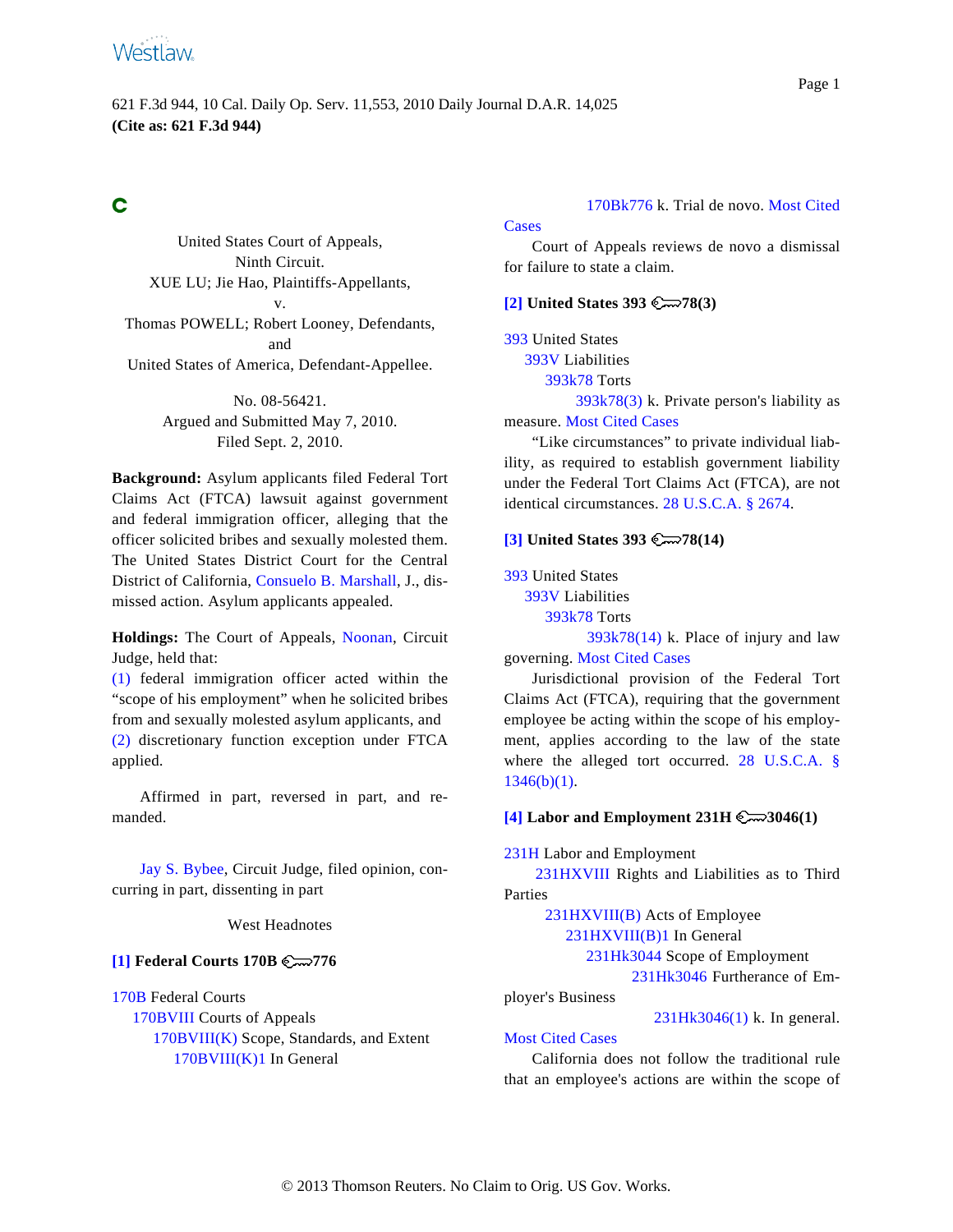621 F.3d 944, 10 Cal. Daily Op. Serv. 11,553, 2010 Daily Journal D.A.R. 14,025
**(Cite as: 621 F.3d 944)**

United States Court of Appeals,
Ninth Circuit.
XUE LU; Jie Hao, Plaintiffs-Appellants,
v.
Thomas POWELL; Robert Looney, Defendants,
and
United States of America, Defendant-Appellee.

No. 08-56421.
Argued and Submitted May 7, 2010.
Filed Sept. 2, 2010.

**Background:** Asylum applicants filed Federal Tort Claims Act (FTCA) lawsuit against government and federal immigration officer, alleging that the officer solicited bribes and sexually molested them. The United States District Court for the Central District of California, Consuelo B. Marshall, J., dismissed action. Asylum applicants appealed.

**Holdings:** The Court of Appeals, Noonan, Circuit Judge, held that:
(1) federal immigration officer acted within the "scope of his employment" when he solicited bribes from and sexually molested asylum applicants, and
(2) discretionary function exception under FTCA applied.

Affirmed in part, reversed in part, and remanded.

Jay S. Bybee, Circuit Judge, filed opinion, concurring in part, dissenting in part

West Headnotes

**[1] Federal Courts 170B 776**

170B Federal Courts
170BVIII Courts of Appeals
170BVIII(K) Scope, Standards, and Extent
170BVIII(K)1 In General
170Bk776 k. Trial de novo. Most Cited Cases

Court of Appeals reviews de novo a dismissal for failure to state a claim.

**[2] United States 393 78(3)**

393 United States
393V Liabilities
393k78 Torts
393k78(3) k. Private person's liability as measure. Most Cited Cases

"Like circumstances" to private individual liability, as required to establish government liability under the Federal Tort Claims Act (FTCA), are not identical circumstances. 28 U.S.C.A. § 2674.

**[3] United States 393 78(14)**

393 United States
393V Liabilities
393k78 Torts
393k78(14) k. Place of injury and law governing. Most Cited Cases

Jurisdictional provision of the Federal Tort Claims Act (FTCA), requiring that the government employee be acting within the scope of his employment, applies according to the law of the state where the alleged tort occurred. 28 U.S.C.A. § 1346(b)(1).

**[4] Labor and Employment 231H 3046(1)**

231H Labor and Employment
231HXVIII Rights and Liabilities as to Third Parties
231HXVIII(B) Acts of Employee
231HXVIII(B)1 In General
231Hk3044 Scope of Employment
231Hk3046 Furtherance of Employer's Business
231Hk3046(1) k. In general. Most Cited Cases

California does not follow the traditional rule that an employee's actions are within the scope of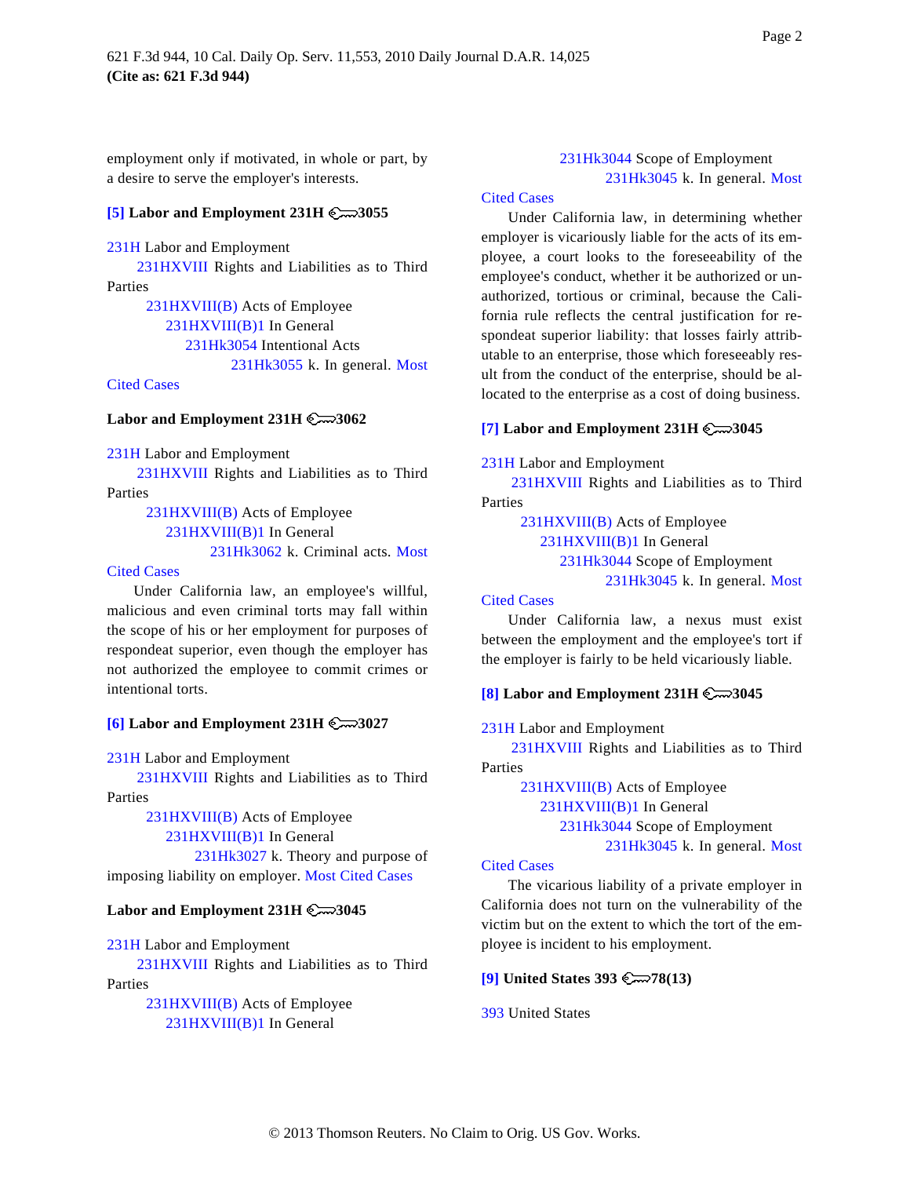employment only if motivated, in whole or part, by a desire to serve the employer's interests.

**[5] Labor and Employment 231H 3055**

231H Labor and Employment
231HXVIII Rights and Liabilities as to Third Parties
231HXVIII(B) Acts of Employee
231HXVIII(B)1 In General
231Hk3054 Intentional Acts
231Hk3055 k. In general. Most Cited Cases

**Labor and Employment 231H 3062**

231H Labor and Employment
231HXVIII Rights and Liabilities as to Third Parties
231HXVIII(B) Acts of Employee
231HXVIII(B)1 In General
231Hk3062 k. Criminal acts. Most Cited Cases

Under California law, an employee's willful, malicious and even criminal torts may fall within the scope of his or her employment for purposes of respondeat superior, even though the employer has not authorized the employee to commit crimes or intentional torts.

**[6] Labor and Employment 231H 3027**

231H Labor and Employment
231HXVIII Rights and Liabilities as to Third Parties
231HXVIII(B) Acts of Employee
231HXVIII(B)1 In General
231Hk3027 k. Theory and purpose of imposing liability on employer. Most Cited Cases

**Labor and Employment 231H 3045**

231H Labor and Employment
231HXVIII Rights and Liabilities as to Third Parties
231HXVIII(B) Acts of Employee
231HXVIII(B)1 In General
231Hk3044 Scope of Employment
231Hk3045 k. In general. Most Cited Cases

Under California law, in determining whether employer is vicariously liable for the acts of its employee, a court looks to the foreseeability of the employee's conduct, whether it be authorized or unauthorized, tortious or criminal, because the California rule reflects the central justification for respondeat superior liability: that losses fairly attributable to an enterprise, those which foreseeably result from the conduct of the enterprise, should be allocated to the enterprise as a cost of doing business.

**[7] Labor and Employment 231H 3045**

231H Labor and Employment
231HXVIII Rights and Liabilities as to Third Parties
231HXVIII(B) Acts of Employee
231HXVIII(B)1 In General
231Hk3044 Scope of Employment
231Hk3045 k. In general. Most Cited Cases

Under California law, a nexus must exist between the employment and the employee's tort if the employer is fairly to be held vicariously liable.

**[8] Labor and Employment 231H 3045**

231H Labor and Employment
231HXVIII Rights and Liabilities as to Third Parties
231HXVIII(B) Acts of Employee
231HXVIII(B)1 In General
231Hk3044 Scope of Employment
231Hk3045 k. In general. Most Cited Cases

The vicarious liability of a private employer in California does not turn on the vulnerability of the victim but on the extent to which the tort of the employee is incident to his employment.

**[9] United States 393 78(13)**

393 United States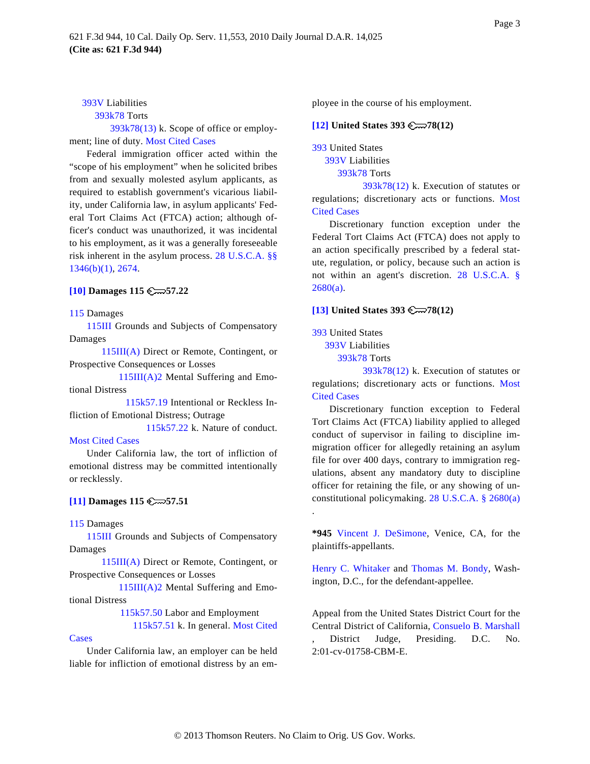393V Liabilities

393k78 Torts

393k78(13) k. Scope of office or employment; line of duty. Most Cited Cases

Federal immigration officer acted within the "scope of his employment" when he solicited bribes from and sexually molested asylum applicants, as required to establish government's vicarious liability, under California law, in asylum applicants' Federal Tort Claims Act (FTCA) action; although officer's conduct was unauthorized, it was incidental to his employment, as it was a generally foreseeable risk inherent in the asylum process. 28 U.S.C.A. §§ 1346(b)(1), 2674.

**[10] Damages 115 ⚷57.22**

115 Damages

115III Grounds and Subjects of Compensatory Damages

115III(A) Direct or Remote, Contingent, or Prospective Consequences or Losses

115III(A)2 Mental Suffering and Emotional Distress

115k57.19 Intentional or Reckless Infliction of Emotional Distress; Outrage

115k57.22 k. Nature of conduct. Most Cited Cases

Under California law, the tort of infliction of emotional distress may be committed intentionally or recklessly.

**[11] Damages 115 ⚷57.51**

115 Damages

115III Grounds and Subjects of Compensatory Damages

115III(A) Direct or Remote, Contingent, or Prospective Consequences or Losses

115III(A)2 Mental Suffering and Emotional Distress

115k57.50 Labor and Employment

115k57.51 k. In general. Most Cited Cases

Under California law, an employer can be held liable for infliction of emotional distress by an employee in the course of his employment.

**[12] United States 393 ⚷78(12)**

393 United States

393V Liabilities

393k78 Torts

393k78(12) k. Execution of statutes or regulations; discretionary acts or functions. Most Cited Cases

Discretionary function exception under the Federal Tort Claims Act (FTCA) does not apply to an action specifically prescribed by a federal statute, regulation, or policy, because such an action is not within an agent's discretion. 28 U.S.C.A. § 2680(a).

**[13] United States 393 ⚷78(12)**

393 United States

393V Liabilities

393k78 Torts

393k78(12) k. Execution of statutes or regulations; discretionary acts or functions. Most Cited Cases

Discretionary function exception to Federal Tort Claims Act (FTCA) liability applied to alleged conduct of supervisor in failing to discipline immigration officer for allegedly retaining an asylum file for over 400 days, contrary to immigration regulations, absent any mandatory duty to discipline officer for retaining the file, or any showing of unconstitutional policymaking. 28 U.S.C.A. § 2680(a).

**\*945** Vincent J. DeSimone, Venice, CA, for the plaintiffs-appellants.

Henry C. Whitaker and Thomas M. Bondy, Washington, D.C., for the defendant-appellee.

Appeal from the United States District Court for the Central District of California, Consuelo B. Marshall, District Judge, Presiding. D.C. No. 2:01-cv-01758-CBM-E.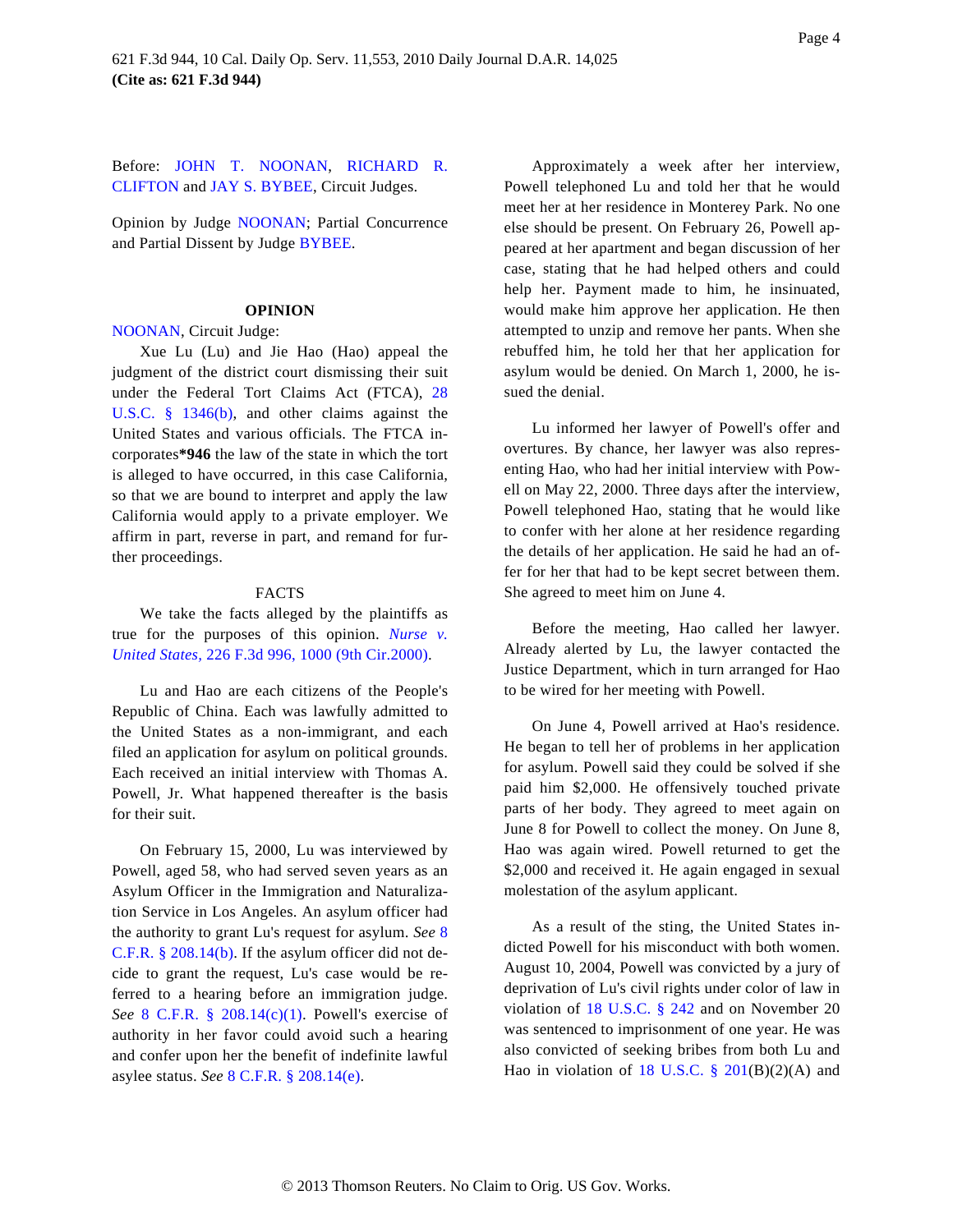Before: JOHN T. NOONAN, RICHARD R. CLIFTON and JAY S. BYBEE, Circuit Judges.

Opinion by Judge NOONAN; Partial Concurrence and Partial Dissent by Judge BYBEE.

## OPINION

NOONAN, Circuit Judge:

Xue Lu (Lu) and Jie Hao (Hao) appeal the judgment of the district court dismissing their suit under the Federal Tort Claims Act (FTCA), 28 U.S.C. § 1346(b), and other claims against the United States and various officials. The FTCA incorporates**\*946** the law of the state in which the tort is alleged to have occurred, in this case California, so that we are bound to interpret and apply the law California would apply to a private employer. We affirm in part, reverse in part, and remand for further proceedings.

### FACTS

We take the facts alleged by the plaintiffs as true for the purposes of this opinion. *Nurse v. United States,* 226 F.3d 996, 1000 (9th Cir.2000).

Lu and Hao are each citizens of the People's Republic of China. Each was lawfully admitted to the United States as a non-immigrant, and each filed an application for asylum on political grounds. Each received an initial interview with Thomas A. Powell, Jr. What happened thereafter is the basis for their suit.

On February 15, 2000, Lu was interviewed by Powell, aged 58, who had served seven years as an Asylum Officer in the Immigration and Naturalization Service in Los Angeles. An asylum officer had the authority to grant Lu's request for asylum. *See* 8 C.F.R. § 208.14(b). If the asylum officer did not decide to grant the request, Lu's case would be referred to a hearing before an immigration judge. *See* 8 C.F.R. § 208.14(c)(1). Powell's exercise of authority in her favor could avoid such a hearing and confer upon her the benefit of indefinite lawful asylee status. *See* 8 C.F.R. § 208.14(e).

Approximately a week after her interview, Powell telephoned Lu and told her that he would meet her at her residence in Monterey Park. No one else should be present. On February 26, Powell appeared at her apartment and began discussion of her case, stating that he had helped others and could help her. Payment made to him, he insinuated, would make him approve her application. He then attempted to unzip and remove her pants. When she rebuffed him, he told her that her application for asylum would be denied. On March 1, 2000, he issued the denial.

Lu informed her lawyer of Powell's offer and overtures. By chance, her lawyer was also representing Hao, who had her initial interview with Powell on May 22, 2000. Three days after the interview, Powell telephoned Hao, stating that he would like to confer with her alone at her residence regarding the details of her application. He said he had an offer for her that had to be kept secret between them. She agreed to meet him on June 4.

Before the meeting, Hao called her lawyer. Already alerted by Lu, the lawyer contacted the Justice Department, which in turn arranged for Hao to be wired for her meeting with Powell.

On June 4, Powell arrived at Hao's residence. He began to tell her of problems in her application for asylum. Powell said they could be solved if she paid him $2,000. He offensively touched private parts of her body. They agreed to meet again on June 8 for Powell to collect the money. On June 8, Hao was again wired. Powell returned to get the $2,000 and received it. He again engaged in sexual molestation of the asylum applicant.

As a result of the sting, the United States indicted Powell for his misconduct with both women. August 10, 2004, Powell was convicted by a jury of deprivation of Lu's civil rights under color of law in violation of 18 U.S.C. § 242 and on November 20 was sentenced to imprisonment of one year. He was also convicted of seeking bribes from both Lu and Hao in violation of 18 U.S.C. § 201(B)(2)(A) and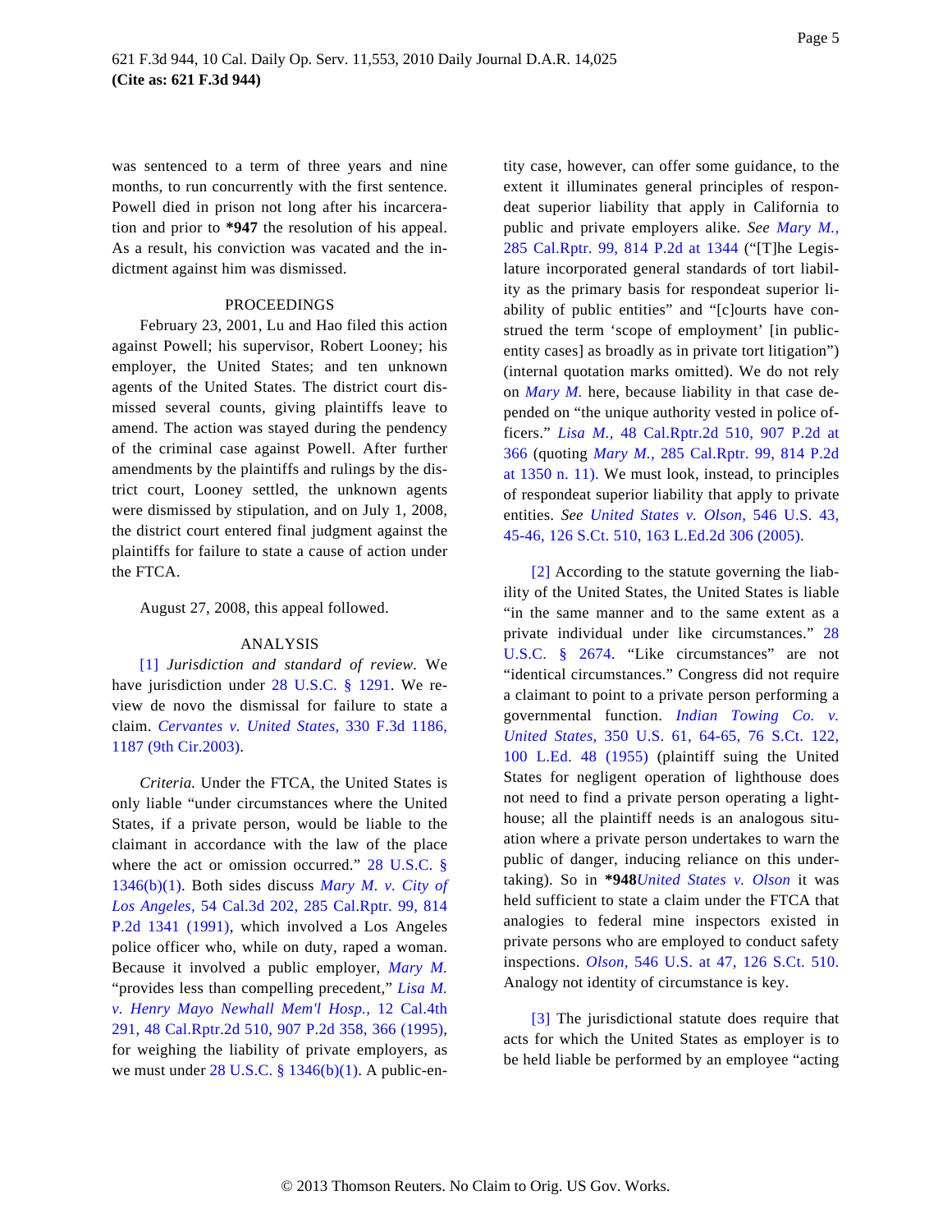was sentenced to a term of three years and nine months, to run concurrently with the first sentence. Powell died in prison not long after his incarceration and prior to **\*947** the resolution of his appeal. As a result, his conviction was vacated and the indictment against him was dismissed.

PROCEEDINGS

February 23, 2001, Lu and Hao filed this action against Powell; his supervisor, Robert Looney; his employer, the United States; and ten unknown agents of the United States. The district court dismissed several counts, giving plaintiffs leave to amend. The action was stayed during the pendency of the criminal case against Powell. After further amendments by the plaintiffs and rulings by the district court, Looney settled, the unknown agents were dismissed by stipulation, and on July 1, 2008, the district court entered final judgment against the plaintiffs for failure to state a cause of action under the FTCA.

August 27, 2008, this appeal followed.

ANALYSIS

[1] *Jurisdiction and standard of review.* We have jurisdiction under 28 U.S.C. § 1291. We review de novo the dismissal for failure to state a claim. *Cervantes v. United States,* 330 F.3d 1186, 1187 (9th Cir.2003).

*Criteria.* Under the FTCA, the United States is only liable "under circumstances where the United States, if a private person, would be liable to the claimant in accordance with the law of the place where the act or omission occurred." 28 U.S.C. § 1346(b)(1). Both sides discuss *Mary M. v. City of Los Angeles,* 54 Cal.3d 202, 285 Cal.Rptr. 99, 814 P.2d 1341 (1991), which involved a Los Angeles police officer who, while on duty, raped a woman. Because it involved a public employer, *Mary M.* "provides less than compelling precedent," *Lisa M. v. Henry Mayo Newhall Mem'l Hosp.,* 12 Cal.4th 291, 48 Cal.Rptr.2d 510, 907 P.2d 358, 366 (1995), for weighing the liability of private employers, as we must under 28 U.S.C. § 1346(b)(1). A public-entity case, however, can offer some guidance, to the extent it illuminates general principles of respondeat superior liability that apply in California to public and private employers alike. *See Mary M.,* 285 Cal.Rptr. 99, 814 P.2d at 1344 ("[T]he Legislature incorporated general standards of tort liability as the primary basis for respondeat superior liability of public entities" and "[c]ourts have construed the term 'scope of employment' [in public-entity cases] as broadly as in private tort litigation") (internal quotation marks omitted). We do not rely on *Mary M.* here, because liability in that case depended on "the unique authority vested in police officers." *Lisa M.,* 48 Cal.Rptr.2d 510, 907 P.2d at 366 (quoting *Mary M.,* 285 Cal.Rptr. 99, 814 P.2d at 1350 n. 11). We must look, instead, to principles of respondeat superior liability that apply to private entities. *See United States v. Olson,* 546 U.S. 43, 45-46, 126 S.Ct. 510, 163 L.Ed.2d 306 (2005).

[2] According to the statute governing the liability of the United States, the United States is liable "in the same manner and to the same extent as a private individual under like circumstances." 28 U.S.C. § 2674. "Like circumstances" are not "identical circumstances." Congress did not require a claimant to point to a private person performing a governmental function. *Indian Towing Co. v. United States,* 350 U.S. 61, 64-65, 76 S.Ct. 122, 100 L.Ed. 48 (1955) (plaintiff suing the United States for negligent operation of lighthouse does not need to find a private person operating a lighthouse; all the plaintiff needs is an analogous situation where a private person undertakes to warn the public of danger, inducing reliance on this undertaking). So in **\*948***United States v. Olson* it was held sufficient to state a claim under the FTCA that analogies to federal mine inspectors existed in private persons who are employed to conduct safety inspections. *Olson,* 546 U.S. at 47, 126 S.Ct. 510. Analogy not identity of circumstance is key.

[3] The jurisdictional statute does require that acts for which the United States as employer is to be held liable be performed by an employee "acting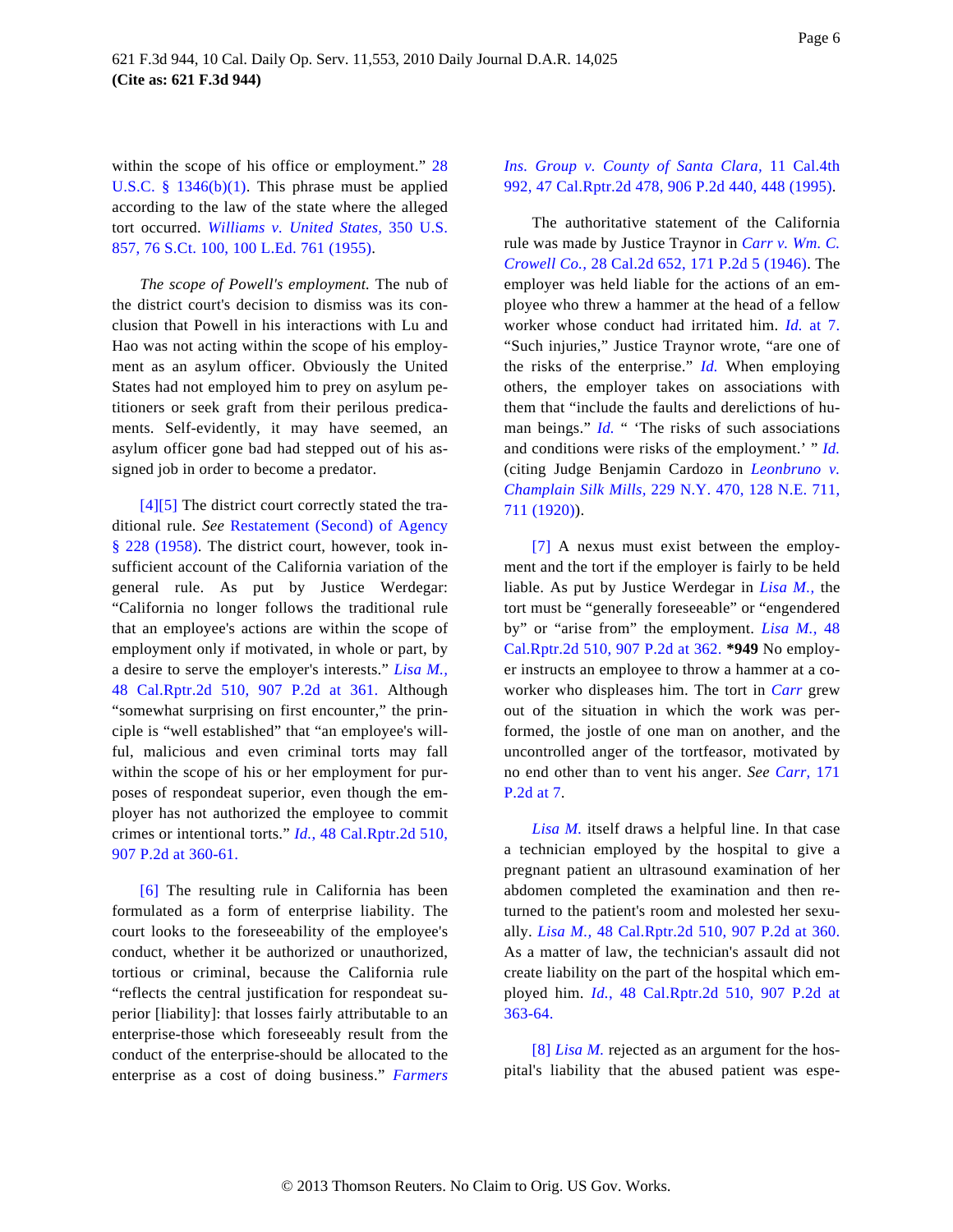within the scope of his office or employment." 28 U.S.C. § 1346(b)(1). This phrase must be applied according to the law of the state where the alleged tort occurred. *Williams v. United States,* 350 U.S. 857, 76 S.Ct. 100, 100 L.Ed. 761 (1955).

*The scope of Powell's employment.* The nub of the district court's decision to dismiss was its conclusion that Powell in his interactions with Lu and Hao was not acting within the scope of his employment as an asylum officer. Obviously the United States had not employed him to prey on asylum petitioners or seek graft from their perilous predicaments. Self-evidently, it may have seemed, an asylum officer gone bad had stepped out of his assigned job in order to become a predator.

[4][5] The district court correctly stated the traditional rule. *See* Restatement (Second) of Agency § 228 (1958). The district court, however, took insufficient account of the California variation of the general rule. As put by Justice Werdegar: "California no longer follows the traditional rule that an employee's actions are within the scope of employment only if motivated, in whole or part, by a desire to serve the employer's interests." *Lisa M.,* 48 Cal.Rptr.2d 510, 907 P.2d at 361. Although "somewhat surprising on first encounter," the principle is "well established" that "an employee's willful, malicious and even criminal torts may fall within the scope of his or her employment for purposes of respondeat superior, even though the employer has not authorized the employee to commit crimes or intentional torts." *Id.,* 48 Cal.Rptr.2d 510, 907 P.2d at 360-61.

[6] The resulting rule in California has been formulated as a form of enterprise liability. The court looks to the foreseeability of the employee's conduct, whether it be authorized or unauthorized, tortious or criminal, because the California rule "reflects the central justification for respondeat superior [liability]: that losses fairly attributable to an enterprise-those which foreseeably result from the conduct of the enterprise-should be allocated to the enterprise as a cost of doing business." *Farmers Ins. Group v. County of Santa Clara,* 11 Cal.4th 992, 47 Cal.Rptr.2d 478, 906 P.2d 440, 448 (1995).

The authoritative statement of the California rule was made by Justice Traynor in *Carr v. Wm. C. Crowell Co.,* 28 Cal.2d 652, 171 P.2d 5 (1946). The employer was held liable for the actions of an employee who threw a hammer at the head of a fellow worker whose conduct had irritated him. *Id.* at 7. "Such injuries," Justice Traynor wrote, "are one of the risks of the enterprise." *Id.* When employing others, the employer takes on associations with them that "include the faults and derelictions of human beings." *Id.* " 'The risks of such associations and conditions were risks of the employment.' " *Id.* (citing Judge Benjamin Cardozo in *Leonbruno v. Champlain Silk Mills,* 229 N.Y. 470, 128 N.E. 711, 711 (1920)).

[7] A nexus must exist between the employment and the tort if the employer is fairly to be held liable. As put by Justice Werdegar in *Lisa M.,* the tort must be "generally foreseeable" or "engendered by" or "arise from" the employment. *Lisa M.,* 48 Cal.Rptr.2d 510, 907 P.2d at 362. **\*949** No employer instructs an employee to throw a hammer at a co-worker who displeases him. The tort in *Carr* grew out of the situation in which the work was performed, the jostle of one man on another, and the uncontrolled anger of the tortfeasor, motivated by no end other than to vent his anger. *See Carr,* 171 P.2d at 7.

*Lisa M.* itself draws a helpful line. In that case a technician employed by the hospital to give a pregnant patient an ultrasound examination of her abdomen completed the examination and then returned to the patient's room and molested her sexually. *Lisa M.,* 48 Cal.Rptr.2d 510, 907 P.2d at 360. As a matter of law, the technician's assault did not create liability on the part of the hospital which employed him. *Id.,* 48 Cal.Rptr.2d 510, 907 P.2d at 363-64.

[8] *Lisa M.* rejected as an argument for the hospital's liability that the abused patient was espe-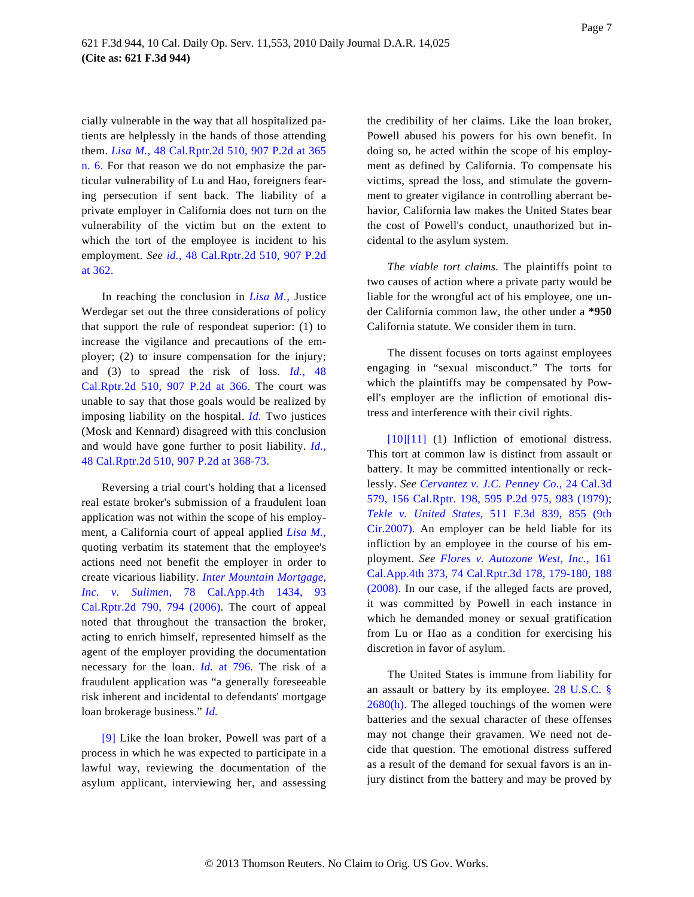cially vulnerable in the way that all hospitalized patients are helplessly in the hands of those attending them. *Lisa M.,* 48 Cal.Rptr.2d 510, 907 P.2d at 365 n. 6. For that reason we do not emphasize the particular vulnerability of Lu and Hao, foreigners fearing persecution if sent back. The liability of a private employer in California does not turn on the vulnerability of the victim but on the extent to which the tort of the employee is incident to his employment. *See id.,* 48 Cal.Rptr.2d 510, 907 P.2d at 362.

In reaching the conclusion in *Lisa M.,* Justice Werdegar set out the three considerations of policy that support the rule of respondeat superior: (1) to increase the vigilance and precautions of the employer; (2) to insure compensation for the injury; and (3) to spread the risk of loss. *Id.,* 48 Cal.Rptr.2d 510, 907 P.2d at 366. The court was unable to say that those goals would be realized by imposing liability on the hospital. *Id.* Two justices (Mosk and Kennard) disagreed with this conclusion and would have gone further to posit liability. *Id.,* 48 Cal.Rptr.2d 510, 907 P.2d at 368-73.

Reversing a trial court's holding that a licensed real estate broker's submission of a fraudulent loan application was not within the scope of his employment, a California court of appeal applied *Lisa M.,* quoting verbatim its statement that the employee's actions need not benefit the employer in order to create vicarious liability. *Inter Mountain Mortgage, Inc. v. Sulimen,* 78 Cal.App.4th 1434, 93 Cal.Rptr.2d 790, 794 (2006). The court of appeal noted that throughout the transaction the broker, acting to enrich himself, represented himself as the agent of the employer providing the documentation necessary for the loan. *Id.* at 796. The risk of a fraudulent application was "a generally foreseeable risk inherent and incidental to defendants' mortgage loan brokerage business." *Id.*

[9] Like the loan broker, Powell was part of a process in which he was expected to participate in a lawful way, reviewing the documentation of the asylum applicant, interviewing her, and assessing the credibility of her claims. Like the loan broker, Powell abused his powers for his own benefit. In doing so, he acted within the scope of his employment as defined by California. To compensate his victims, spread the loss, and stimulate the government to greater vigilance in controlling aberrant behavior, California law makes the United States bear the cost of Powell's conduct, unauthorized but incidental to the asylum system.

*The viable tort claims.* The plaintiffs point to two causes of action where a private party would be liable for the wrongful act of his employee, one under California common law, the other under a **\*950** California statute. We consider them in turn.

The dissent focuses on torts against employees engaging in "sexual misconduct." The torts for which the plaintiffs may be compensated by Powell's employer are the infliction of emotional distress and interference with their civil rights.

[10][11] (1) Infliction of emotional distress. This tort at common law is distinct from assault or battery. It may be committed intentionally or recklessly. *See Cervantez v. J.C. Penney Co.,* 24 Cal.3d 579, 156 Cal.Rptr. 198, 595 P.2d 975, 983 (1979); *Tekle v. United States,* 511 F.3d 839, 855 (9th Cir.2007). An employer can be held liable for its infliction by an employee in the course of his employment. *See Flores v. Autozone West, Inc.,* 161 Cal.App.4th 373, 74 Cal.Rptr.3d 178, 179-180, 188 (2008). In our case, if the alleged facts are proved, it was committed by Powell in each instance in which he demanded money or sexual gratification from Lu or Hao as a condition for exercising his discretion in favor of asylum.

The United States is immune from liability for an assault or battery by its employee. 28 U.S.C. § 2680(h). The alleged touchings of the women were batteries and the sexual character of these offenses may not change their gravamen. We need not decide that question. The emotional distress suffered as a result of the demand for sexual favors is an injury distinct from the battery and may be proved by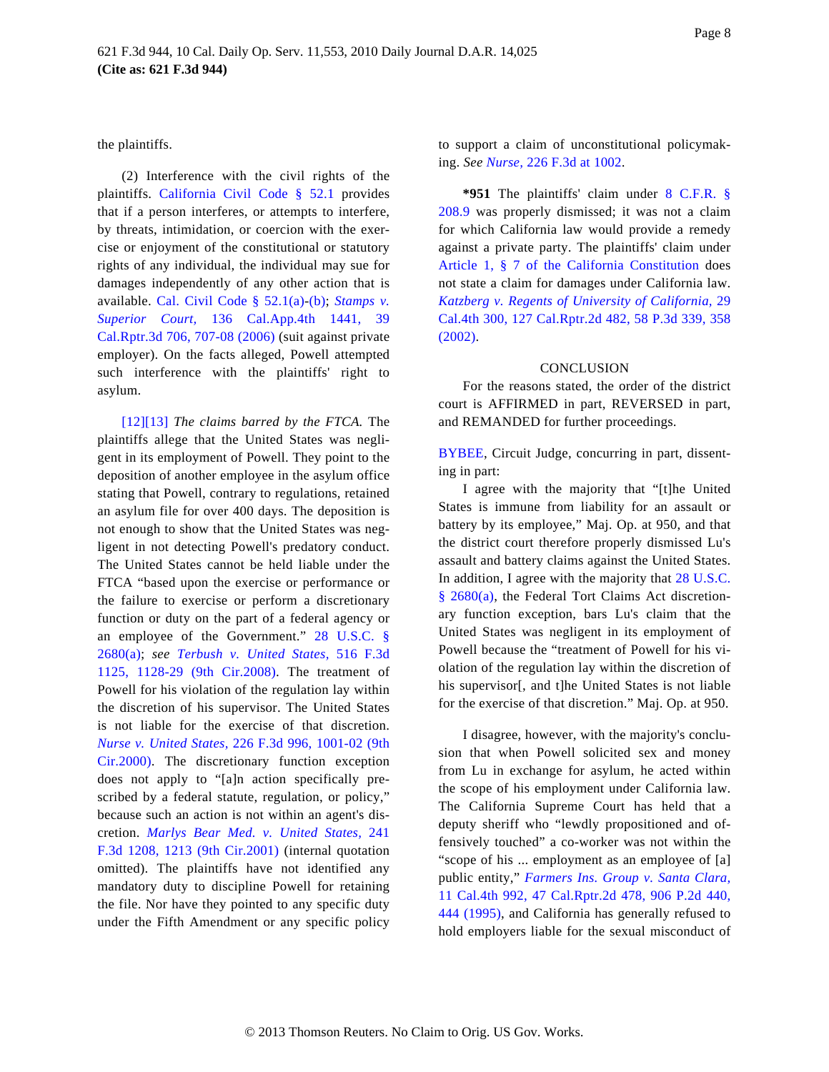the plaintiffs.

(2) Interference with the civil rights of the plaintiffs. California Civil Code § 52.1 provides that if a person interferes, or attempts to interfere, by threats, intimidation, or coercion with the exercise or enjoyment of the constitutional or statutory rights of any individual, the individual may sue for damages independently of any other action that is available. Cal. Civil Code § 52.1(a)-(b); *Stamps v. Superior Court,* 136 Cal.App.4th 1441, 39 Cal.Rptr.3d 706, 707-08 (2006) (suit against private employer). On the facts alleged, Powell attempted such interference with the plaintiffs' right to asylum.

[12][13] *The claims barred by the FTCA.* The plaintiffs allege that the United States was negligent in its employment of Powell. They point to the deposition of another employee in the asylum office stating that Powell, contrary to regulations, retained an asylum file for over 400 days. The deposition is not enough to show that the United States was negligent in not detecting Powell's predatory conduct. The United States cannot be held liable under the FTCA "based upon the exercise or performance or the failure to exercise or perform a discretionary function or duty on the part of a federal agency or an employee of the Government." 28 U.S.C. § 2680(a); *see Terbush v. United States,* 516 F.3d 1125, 1128-29 (9th Cir.2008). The treatment of Powell for his violation of the regulation lay within the discretion of his supervisor. The United States is not liable for the exercise of that discretion. *Nurse v. United States,* 226 F.3d 996, 1001-02 (9th Cir.2000). The discretionary function exception does not apply to "[a]n action specifically prescribed by a federal statute, regulation, or policy," because such an action is not within an agent's discretion. *Marlys Bear Med. v. United States,* 241 F.3d 1208, 1213 (9th Cir.2001) (internal quotation omitted). The plaintiffs have not identified any mandatory duty to discipline Powell for retaining the file. Nor have they pointed to any specific duty under the Fifth Amendment or any specific policy to support a claim of unconstitutional policymaking. *See Nurse,* 226 F.3d at 1002.

**\*951** The plaintiffs' claim under 8 C.F.R. § 208.9 was properly dismissed; it was not a claim for which California law would provide a remedy against a private party. The plaintiffs' claim under Article 1, § 7 of the California Constitution does not state a claim for damages under California law. *Katzberg v. Regents of University of California,* 29 Cal.4th 300, 127 Cal.Rptr.2d 482, 58 P.3d 339, 358 (2002).

CONCLUSION

For the reasons stated, the order of the district court is AFFIRMED in part, REVERSED in part, and REMANDED for further proceedings.

BYBEE, Circuit Judge, concurring in part, dissenting in part:

I agree with the majority that "[t]he United States is immune from liability for an assault or battery by its employee," Maj. Op. at 950, and that the district court therefore properly dismissed Lu's assault and battery claims against the United States. In addition, I agree with the majority that 28 U.S.C. § 2680(a), the Federal Tort Claims Act discretionary function exception, bars Lu's claim that the United States was negligent in its employment of Powell because the "treatment of Powell for his violation of the regulation lay within the discretion of his supervisor[, and t]he United States is not liable for the exercise of that discretion." Maj. Op. at 950.

I disagree, however, with the majority's conclusion that when Powell solicited sex and money from Lu in exchange for asylum, he acted within the scope of his employment under California law. The California Supreme Court has held that a deputy sheriff who "lewdly propositioned and offensively touched" a co-worker was not within the "scope of his ... employment as an employee of [a] public entity," *Farmers Ins. Group v. Santa Clara,* 11 Cal.4th 992, 47 Cal.Rptr.2d 478, 906 P.2d 440, 444 (1995), and California has generally refused to hold employers liable for the sexual misconduct of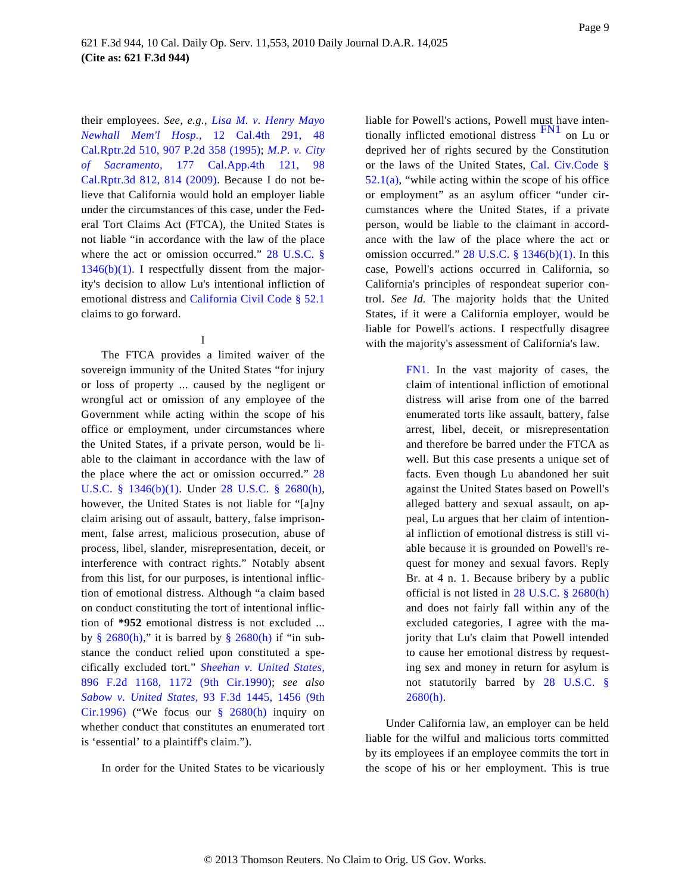their employees. *See, e.g., Lisa M. v. Henry Mayo Newhall Mem'l Hosp.,* 12 Cal.4th 291, 48 Cal.Rptr.2d 510, 907 P.2d 358 (1995); *M.P. v. City of Sacramento,* 177 Cal.App.4th 121, 98 Cal.Rptr.3d 812, 814 (2009). Because I do not believe that California would hold an employer liable under the circumstances of this case, under the Federal Tort Claims Act (FTCA), the United States is not liable "in accordance with the law of the place where the act or omission occurred." 28 U.S.C. § 1346(b)(1). I respectfully dissent from the majority's decision to allow Lu's intentional infliction of emotional distress and California Civil Code § 52.1 claims to go forward.

I

The FTCA provides a limited waiver of the sovereign immunity of the United States "for injury or loss of property ... caused by the negligent or wrongful act or omission of any employee of the Government while acting within the scope of his office or employment, under circumstances where the United States, if a private person, would be liable to the claimant in accordance with the law of the place where the act or omission occurred." 28 U.S.C. § 1346(b)(1). Under 28 U.S.C. § 2680(h), however, the United States is not liable for "[a]ny claim arising out of assault, battery, false imprisonment, false arrest, malicious prosecution, abuse of process, libel, slander, misrepresentation, deceit, or interference with contract rights." Notably absent from this list, for our purposes, is intentional infliction of emotional distress. Although "a claim based on conduct constituting the tort of intentional infliction of **\*952** emotional distress is not excluded ... by § 2680(h)," it is barred by § 2680(h) if "in substance the conduct relied upon constituted a specifically excluded tort." *Sheehan v. United States,* 896 F.2d 1168, 1172 (9th Cir.1990); *see also Sabow v. United States,* 93 F.3d 1445, 1456 (9th Cir.1996) ("We focus our § 2680(h) inquiry on whether conduct that constitutes an enumerated tort is 'essential' to a plaintiff's claim.").

In order for the United States to be vicariously liable for Powell's actions, Powell must have intentionally inflicted emotional distress [FN1] on Lu or deprived her of rights secured by the Constitution or the laws of the United States, Cal. Civ.Code § 52.1(a), "while acting within the scope of his office or employment" as an asylum officer "under circumstances where the United States, if a private person, would be liable to the claimant in accordance with the law of the place where the act or omission occurred." 28 U.S.C. § 1346(b)(1). In this case, Powell's actions occurred in California, so California's principles of respondeat superior control. *See Id.* The majority holds that the United States, if it were a California employer, would be liable for Powell's actions. I respectfully disagree with the majority's assessment of California's law.

> FN1. In the vast majority of cases, the claim of intentional infliction of emotional distress will arise from one of the barred enumerated torts like assault, battery, false arrest, libel, deceit, or misrepresentation and therefore be barred under the FTCA as well. But this case presents a unique set of facts. Even though Lu abandoned her suit against the United States based on Powell's alleged battery and sexual assault, on appeal, Lu argues that her claim of intentional infliction of emotional distress is still viable because it is grounded on Powell's request for money and sexual favors. Reply Br. at 4 n. 1. Because bribery by a public official is not listed in 28 U.S.C. § 2680(h) and does not fairly fall within any of the excluded categories, I agree with the majority that Lu's claim that Powell intended to cause her emotional distress by requesting sex and money in return for asylum is not statutorily barred by 28 U.S.C. § 2680(h).

Under California law, an employer can be held liable for the wilful and malicious torts committed by its employees if an employee commits the tort in the scope of his or her employment. This is true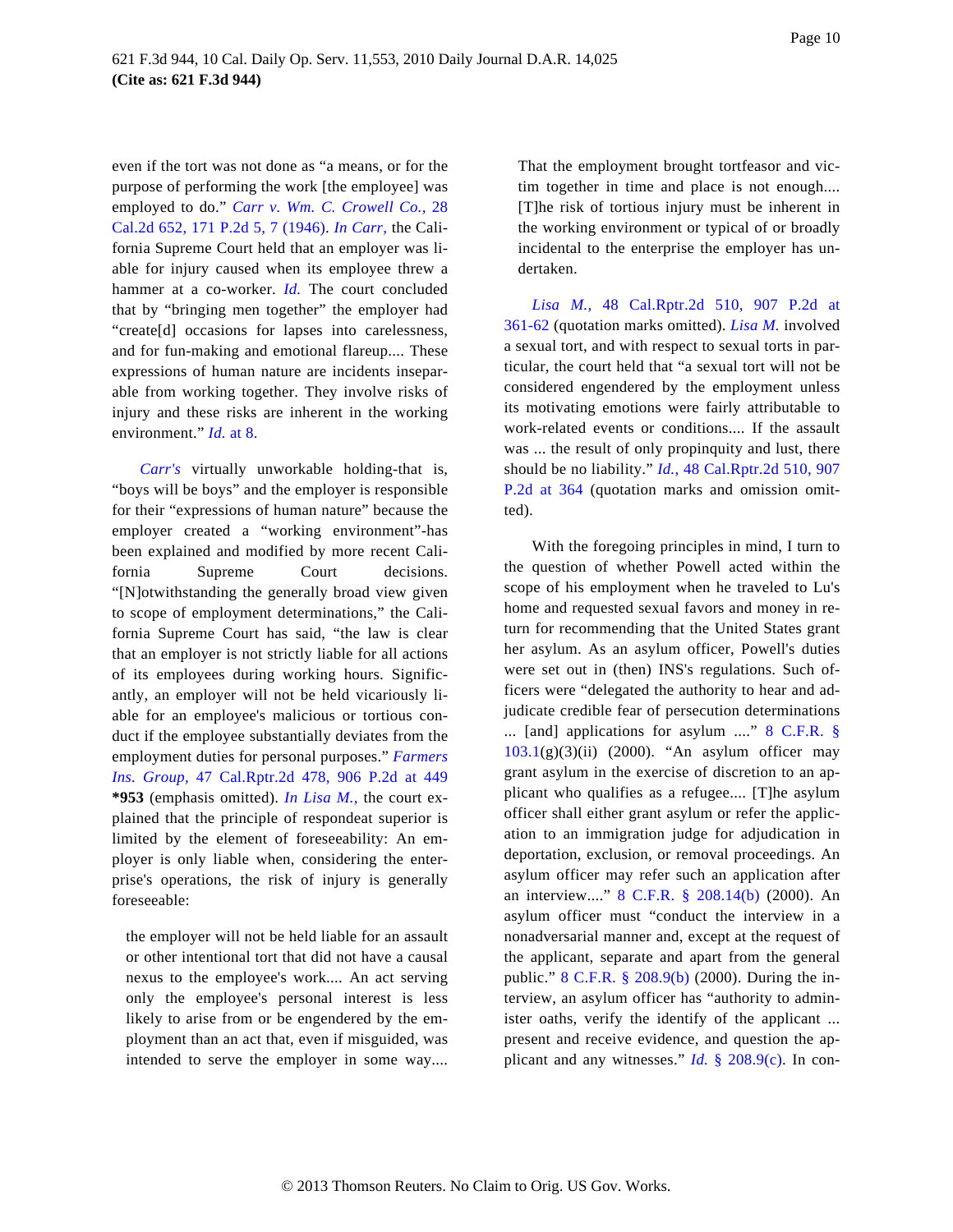even if the tort was not done as "a means, or for the purpose of performing the work [the employee] was employed to do." *Carr v. Wm. C. Crowell Co.,* 28 Cal.2d 652, 171 P.2d 5, 7 (1946). *In Carr,* the California Supreme Court held that an employer was liable for injury caused when its employee threw a hammer at a co-worker. *Id.* The court concluded that by "bringing men together" the employer had "create[d] occasions for lapses into carelessness, and for fun-making and emotional flareup.... These expressions of human nature are incidents inseparable from working together. They involve risks of injury and these risks are inherent in the working environment." *Id.* at 8.

*Carr's* virtually unworkable holding-that is, "boys will be boys" and the employer is responsible for their "expressions of human nature" because the employer created a "working environment"-has been explained and modified by more recent California Supreme Court decisions. "[N]otwithstanding the generally broad view given to scope of employment determinations," the California Supreme Court has said, "the law is clear that an employer is not strictly liable for all actions of its employees during working hours. Significantly, an employer will not be held vicariously liable for an employee's malicious or tortious conduct if the employee substantially deviates from the employment duties for personal purposes." *Farmers Ins. Group,* 47 Cal.Rptr.2d 478, 906 P.2d at 449 **\*953** (emphasis omitted). *In Lisa M.,* the court explained that the principle of respondeat superior is limited by the element of foreseeability: An employer is only liable when, considering the enterprise's operations, the risk of injury is generally foreseeable:

> the employer will not be held liable for an assault or other intentional tort that did not have a causal nexus to the employee's work.... An act serving only the employee's personal interest is less likely to arise from or be engendered by the employment than an act that, even if misguided, was intended to serve the employer in some way.... That the employment brought tortfeasor and victim together in time and place is not enough.... [T]he risk of tortious injury must be inherent in the working environment or typical of or broadly incidental to the enterprise the employer has undertaken.

*Lisa M.,* 48 Cal.Rptr.2d 510, 907 P.2d at 361-62 (quotation marks omitted). *Lisa M.* involved a sexual tort, and with respect to sexual torts in particular, the court held that "a sexual tort will not be considered engendered by the employment unless its motivating emotions were fairly attributable to work-related events or conditions.... If the assault was ... the result of only propinquity and lust, there should be no liability." *Id.,* 48 Cal.Rptr.2d 510, 907 P.2d at 364 (quotation marks and omission omitted).

With the foregoing principles in mind, I turn to the question of whether Powell acted within the scope of his employment when he traveled to Lu's home and requested sexual favors and money in return for recommending that the United States grant her asylum. As an asylum officer, Powell's duties were set out in (then) INS's regulations. Such officers were "delegated the authority to hear and adjudicate credible fear of persecution determinations ... [and] applications for asylum ...." 8 C.F.R. § 103.1(g)(3)(ii) (2000). "An asylum officer may grant asylum in the exercise of discretion to an applicant who qualifies as a refugee.... [T]he asylum officer shall either grant asylum or refer the application to an immigration judge for adjudication in deportation, exclusion, or removal proceedings. An asylum officer may refer such an application after an interview...." 8 C.F.R. § 208.14(b) (2000). An asylum officer must "conduct the interview in a nonadversarial manner and, except at the request of the applicant, separate and apart from the general public." 8 C.F.R. § 208.9(b) (2000). During the interview, an asylum officer has "authority to administer oaths, verify the identify of the applicant ... present and receive evidence, and question the applicant and any witnesses." *Id.* § 208.9(c). In con-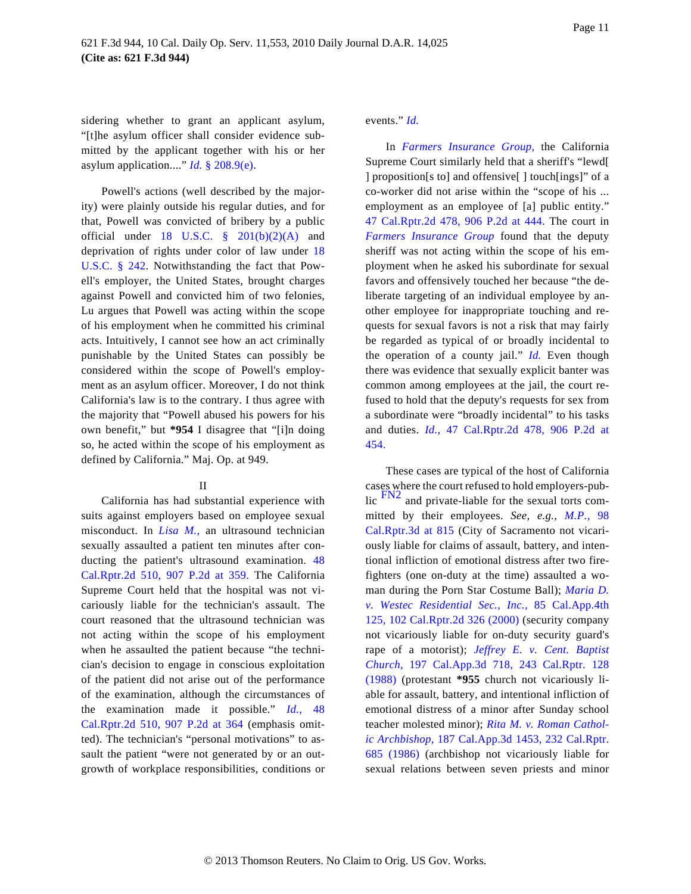sidering whether to grant an applicant asylum, "[t]he asylum officer shall consider evidence submitted by the applicant together with his or her asylum application...." *Id.* § 208.9(e).

Powell's actions (well described by the majority) were plainly outside his regular duties, and for that, Powell was convicted of bribery by a public official under 18 U.S.C. § 201(b)(2)(A) and deprivation of rights under color of law under 18 U.S.C. § 242. Notwithstanding the fact that Powell's employer, the United States, brought charges against Powell and convicted him of two felonies, Lu argues that Powell was acting within the scope of his employment when he committed his criminal acts. Intuitively, I cannot see how an act criminally punishable by the United States can possibly be considered within the scope of Powell's employment as an asylum officer. Moreover, I do not think California's law is to the contrary. I thus agree with the majority that "Powell abused his powers for his own benefit," but **\*954** I disagree that "[i]n doing so, he acted within the scope of his employment as defined by California." Maj. Op. at 949.

## II

California has had substantial experience with suits against employers based on employee sexual misconduct. In *Lisa M.,* an ultrasound technician sexually assaulted a patient ten minutes after conducting the patient's ultrasound examination. 48 Cal.Rptr.2d 510, 907 P.2d at 359. The California Supreme Court held that the hospital was not vicariously liable for the technician's assault. The court reasoned that the ultrasound technician was not acting within the scope of his employment when he assaulted the patient because "the technician's decision to engage in conscious exploitation of the patient did not arise out of the performance of the examination, although the circumstances of the examination made it possible." *Id.,* 48 Cal.Rptr.2d 510, 907 P.2d at 364 (emphasis omitted). The technician's "personal motivations" to assault the patient "were not generated by or an outgrowth of workplace responsibilities, conditions or events." *Id.*

In *Farmers Insurance Group,* the California Supreme Court similarly held that a sheriff's "lewd[ ] proposition[s to] and offensive[ ] touch[ings]" of a co-worker did not arise within the "scope of his ... employment as an employee of [a] public entity." 47 Cal.Rptr.2d 478, 906 P.2d at 444. The court in *Farmers Insurance Group* found that the deputy sheriff was not acting within the scope of his employment when he asked his subordinate for sexual favors and offensively touched her because "the deliberate targeting of an individual employee by another employee for inappropriate touching and requests for sexual favors is not a risk that may fairly be regarded as typical of or broadly incidental to the operation of a county jail." *Id.* Even though there was evidence that sexually explicit banter was common among employees at the jail, the court refused to hold that the deputy's requests for sex from a subordinate were "broadly incidental" to his tasks and duties. *Id.,* 47 Cal.Rptr.2d 478, 906 P.2d at 454.

These cases are typical of the host of California cases where the court refused to hold employers-public [FN2] and private-liable for the sexual torts committed by their employees. *See, e.g., M.P.,* 98 Cal.Rptr.3d at 815 (City of Sacramento not vicariously liable for claims of assault, battery, and intentional infliction of emotional distress after two firefighters (one on-duty at the time) assaulted a woman during the Porn Star Costume Ball); *Maria D. v. Westec Residential Sec., Inc.,* 85 Cal.App.4th 125, 102 Cal.Rptr.2d 326 (2000) (security company not vicariously liable for on-duty security guard's rape of a motorist); *Jeffrey E. v. Cent. Baptist Church,* 197 Cal.App.3d 718, 243 Cal.Rptr. 128 (1988) (protestant **\*955** church not vicariously liable for assault, battery, and intentional infliction of emotional distress of a minor after Sunday school teacher molested minor); *Rita M. v. Roman Catholic Archbishop,* 187 Cal.App.3d 1453, 232 Cal.Rptr. 685 (1986) (archbishop not vicariously liable for sexual relations between seven priests and minor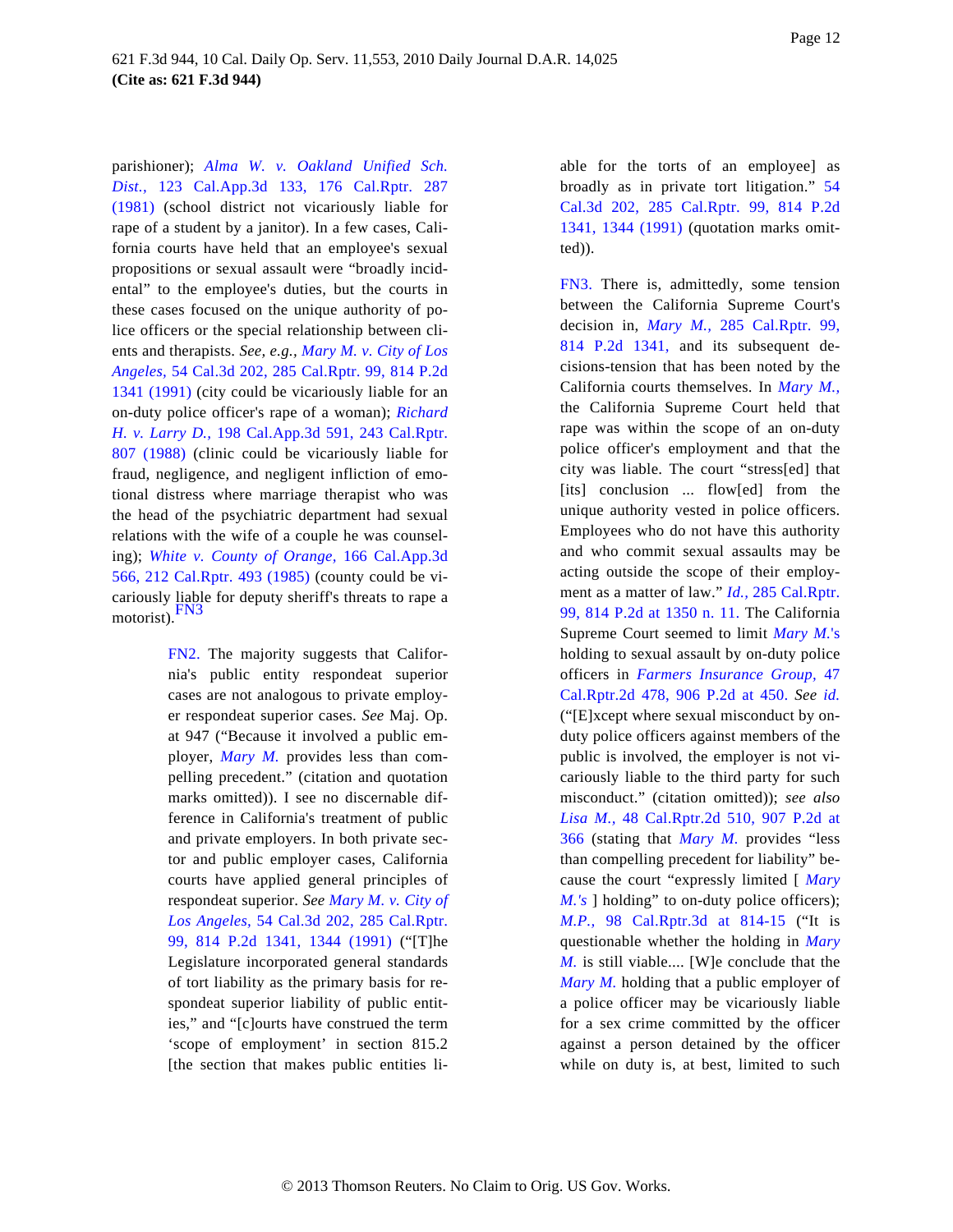parishioner); *Alma W. v. Oakland Unified Sch. Dist.,* 123 Cal.App.3d 133, 176 Cal.Rptr. 287 (1981) (school district not vicariously liable for rape of a student by a janitor). In a few cases, California courts have held that an employee's sexual propositions or sexual assault were "broadly incidental" to the employee's duties, but the courts in these cases focused on the unique authority of police officers or the special relationship between clients and therapists. *See, e.g., Mary M. v. City of Los Angeles,* 54 Cal.3d 202, 285 Cal.Rptr. 99, 814 P.2d 1341 (1991) (city could be vicariously liable for an on-duty police officer's rape of a woman); *Richard H. v. Larry D.,* 198 Cal.App.3d 591, 243 Cal.Rptr. 807 (1988) (clinic could be vicariously liable for fraud, negligence, and negligent infliction of emotional distress where marriage therapist who was the head of the psychiatric department had sexual relations with the wife of a couple he was counseling); *White v. County of Orange,* 166 Cal.App.3d 566, 212 Cal.Rptr. 493 (1985) (county could be vicariously liable for deputy sheriff's threats to rape a motorist).[FN3]

> FN2. The majority suggests that California's public entity respondeat superior cases are not analogous to private employer respondeat superior cases. *See* Maj. Op. at 947 ("Because it involved a public employer, *Mary M.* provides less than compelling precedent." (citation and quotation marks omitted)). I see no discernable difference in California's treatment of public and private employers. In both private sector and public employer cases, California courts have applied general principles of respondeat superior. *See Mary M. v. City of Los Angeles,* 54 Cal.3d 202, 285 Cal.Rptr. 99, 814 P.2d 1341, 1344 (1991) ("[T]he Legislature incorporated general standards of tort liability as the primary basis for respondeat superior liability of public entities," and "[c]ourts have construed the term 'scope of employment' in section 815.2 [the section that makes public entities liable for the torts of an employee] as broadly as in private tort litigation." 54 Cal.3d 202, 285 Cal.Rptr. 99, 814 P.2d 1341, 1344 (1991) (quotation marks omitted)).

> FN3. There is, admittedly, some tension between the California Supreme Court's decision in, *Mary M.,* 285 Cal.Rptr. 99, 814 P.2d 1341, and its subsequent decisions-tension that has been noted by the California courts themselves. In *Mary M.,* the California Supreme Court held that rape was within the scope of an on-duty police officer's employment and that the city was liable. The court "stress[ed] that [its] conclusion ... flow[ed] from the unique authority vested in police officers. Employees who do not have this authority and who commit sexual assaults may be acting outside the scope of their employment as a matter of law." *Id.,* 285 Cal.Rptr. 99, 814 P.2d at 1350 n. 11. The California Supreme Court seemed to limit *Mary M.*'s holding to sexual assault by on-duty police officers in *Farmers Insurance Group,* 47 Cal.Rptr.2d 478, 906 P.2d at 450. *See id.* ("[E]xcept where sexual misconduct by on-duty police officers against members of the public is involved, the employer is not vicariously liable to the third party for such misconduct." (citation omitted)); *see also Lisa M.,* 48 Cal.Rptr.2d 510, 907 P.2d at 366 (stating that *Mary M.* provides "less than compelling precedent for liability" because the court "expressly limited [ *Mary M.'s* ] holding" to on-duty police officers); *M.P.,* 98 Cal.Rptr.3d at 814-15 ("It is questionable whether the holding in *Mary M.* is still viable.... [W]e conclude that the *Mary M.* holding that a public employer of a police officer may be vicariously liable for a sex crime committed by the officer against a person detained by the officer while on duty is, at best, limited to such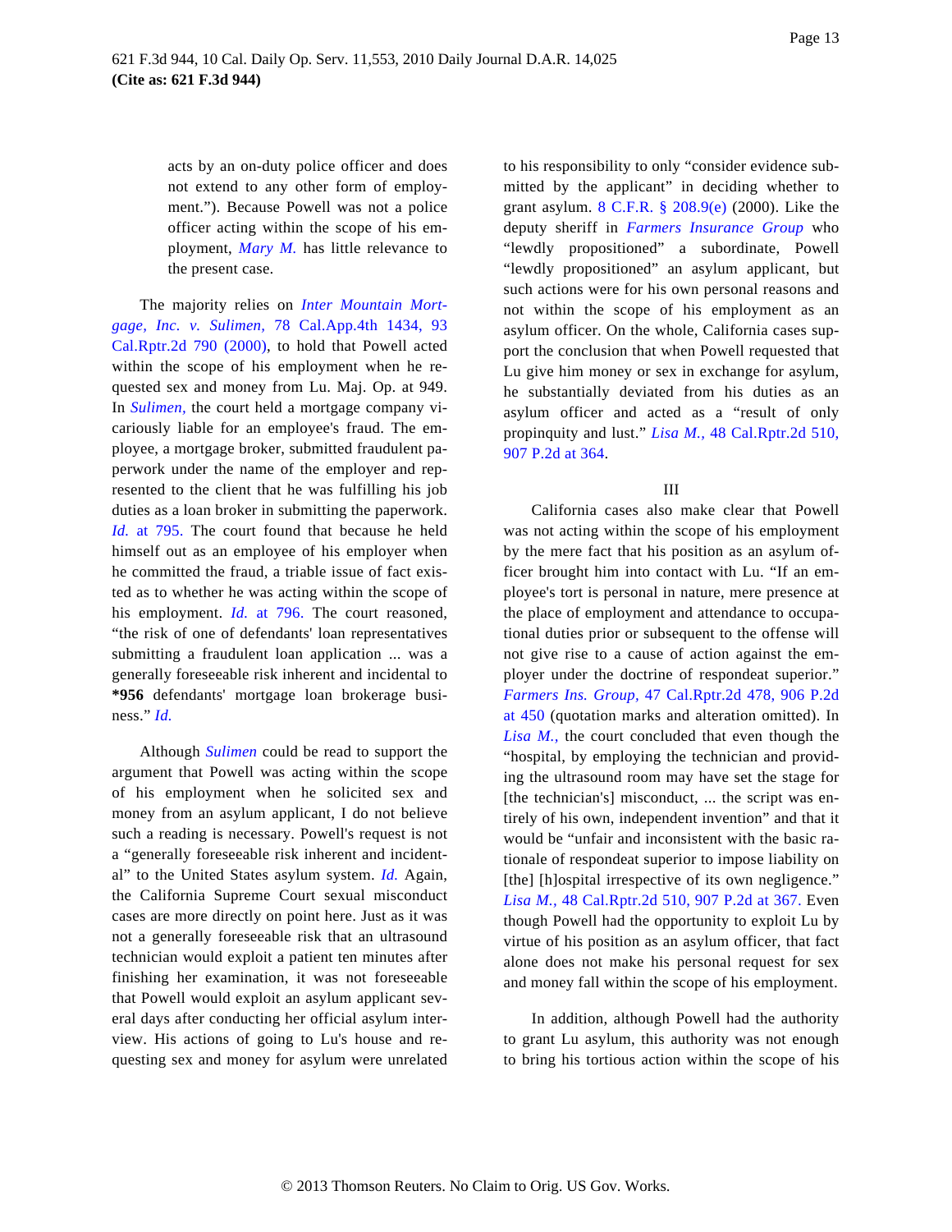acts by an on-duty police officer and does not extend to any other form of employment."). Because Powell was not a police officer acting within the scope of his employment, *Mary M.* has little relevance to the present case.

The majority relies on *Inter Mountain Mortgage, Inc. v. Sulimen,* 78 Cal.App.4th 1434, 93 Cal.Rptr.2d 790 (2000), to hold that Powell acted within the scope of his employment when he requested sex and money from Lu. Maj. Op. at 949. In *Sulimen,* the court held a mortgage company vicariously liable for an employee's fraud. The employee, a mortgage broker, submitted fraudulent paperwork under the name of the employer and represented to the client that he was fulfilling his job duties as a loan broker in submitting the paperwork. *Id.* at 795. The court found that because he held himself out as an employee of his employer when he committed the fraud, a triable issue of fact existed as to whether he was acting within the scope of his employment. *Id.* at 796. The court reasoned, "the risk of one of defendants' loan representatives submitting a fraudulent loan application ... was a generally foreseeable risk inherent and incidental to **\*956** defendants' mortgage loan brokerage business." *Id.*

Although *Sulimen* could be read to support the argument that Powell was acting within the scope of his employment when he solicited sex and money from an asylum applicant, I do not believe such a reading is necessary. Powell's request is not a "generally foreseeable risk inherent and incidental" to the United States asylum system. *Id.* Again, the California Supreme Court sexual misconduct cases are more directly on point here. Just as it was not a generally foreseeable risk that an ultrasound technician would exploit a patient ten minutes after finishing her examination, it was not foreseeable that Powell would exploit an asylum applicant several days after conducting her official asylum interview. His actions of going to Lu's house and requesting sex and money for asylum were unrelated to his responsibility to only "consider evidence submitted by the applicant" in deciding whether to grant asylum. 8 C.F.R. § 208.9(e) (2000). Like the deputy sheriff in *Farmers Insurance Group* who "lewdly propositioned" a subordinate, Powell "lewdly propositioned" an asylum applicant, but such actions were for his own personal reasons and not within the scope of his employment as an asylum officer. On the whole, California cases support the conclusion that when Powell requested that Lu give him money or sex in exchange for asylum, he substantially deviated from his duties as an asylum officer and acted as a "result of only propinquity and lust." *Lisa M.,* 48 Cal.Rptr.2d 510, 907 P.2d at 364.

III

California cases also make clear that Powell was not acting within the scope of his employment by the mere fact that his position as an asylum officer brought him into contact with Lu. "If an employee's tort is personal in nature, mere presence at the place of employment and attendance to occupational duties prior or subsequent to the offense will not give rise to a cause of action against the employer under the doctrine of respondeat superior." *Farmers Ins. Group,* 47 Cal.Rptr.2d 478, 906 P.2d at 450 (quotation marks and alteration omitted). In *Lisa M.,* the court concluded that even though the "hospital, by employing the technician and providing the ultrasound room may have set the stage for [the technician's] misconduct, ... the script was entirely of his own, independent invention" and that it would be "unfair and inconsistent with the basic rationale of respondeat superior to impose liability on [the] [h]ospital irrespective of its own negligence." *Lisa M.,* 48 Cal.Rptr.2d 510, 907 P.2d at 367. Even though Powell had the opportunity to exploit Lu by virtue of his position as an asylum officer, that fact alone does not make his personal request for sex and money fall within the scope of his employment.

In addition, although Powell had the authority to grant Lu asylum, this authority was not enough to bring his tortious action within the scope of his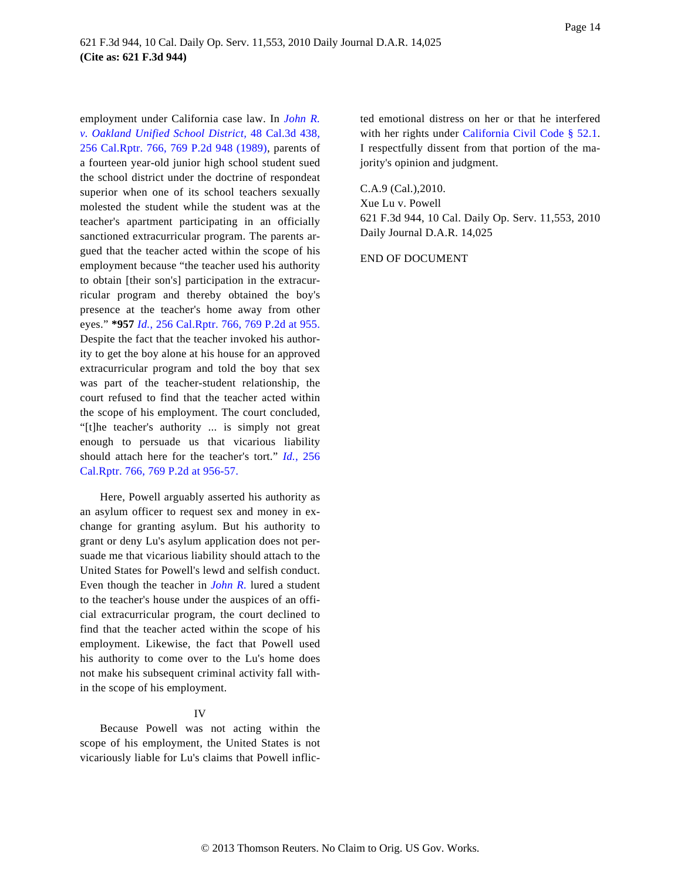employment under California case law. In *John R. v. Oakland Unified School District*, 48 Cal.3d 438, 256 Cal.Rptr. 766, 769 P.2d 948 (1989), parents of a fourteen year-old junior high school student sued the school district under the doctrine of respondeat superior when one of its school teachers sexually molested the student while the student was at the teacher's apartment participating in an officially sanctioned extracurricular program. The parents argued that the teacher acted within the scope of his employment because "the teacher used his authority to obtain [their son's] participation in the extracurricular program and thereby obtained the boy's presence at the teacher's home away from other eyes." **\*957** *Id.*, 256 Cal.Rptr. 766, 769 P.2d at 955. Despite the fact that the teacher invoked his authority to get the boy alone at his house for an approved extracurricular program and told the boy that sex was part of the teacher-student relationship, the court refused to find that the teacher acted within the scope of his employment. The court concluded, "[t]he teacher's authority ... is simply not great enough to persuade us that vicarious liability should attach here for the teacher's tort." *Id.*, 256 Cal.Rptr. 766, 769 P.2d at 956-57.

Here, Powell arguably asserted his authority as an asylum officer to request sex and money in exchange for granting asylum. But his authority to grant or deny Lu's asylum application does not persuade me that vicarious liability should attach to the United States for Powell's lewd and selfish conduct. Even though the teacher in *John R.* lured a student to the teacher's house under the auspices of an official extracurricular program, the court declined to find that the teacher acted within the scope of his employment. Likewise, the fact that Powell used his authority to come over to the Lu's home does not make his subsequent criminal activity fall within the scope of his employment.

IV

Because Powell was not acting within the scope of his employment, the United States is not vicariously liable for Lu's claims that Powell inflicted emotional distress on her or that he interfered with her rights under California Civil Code § 52.1. I respectfully dissent from that portion of the majority's opinion and judgment.

C.A.9 (Cal.),2010.
Xue Lu v. Powell
621 F.3d 944, 10 Cal. Daily Op. Serv. 11,553, 2010 Daily Journal D.A.R. 14,025

END OF DOCUMENT